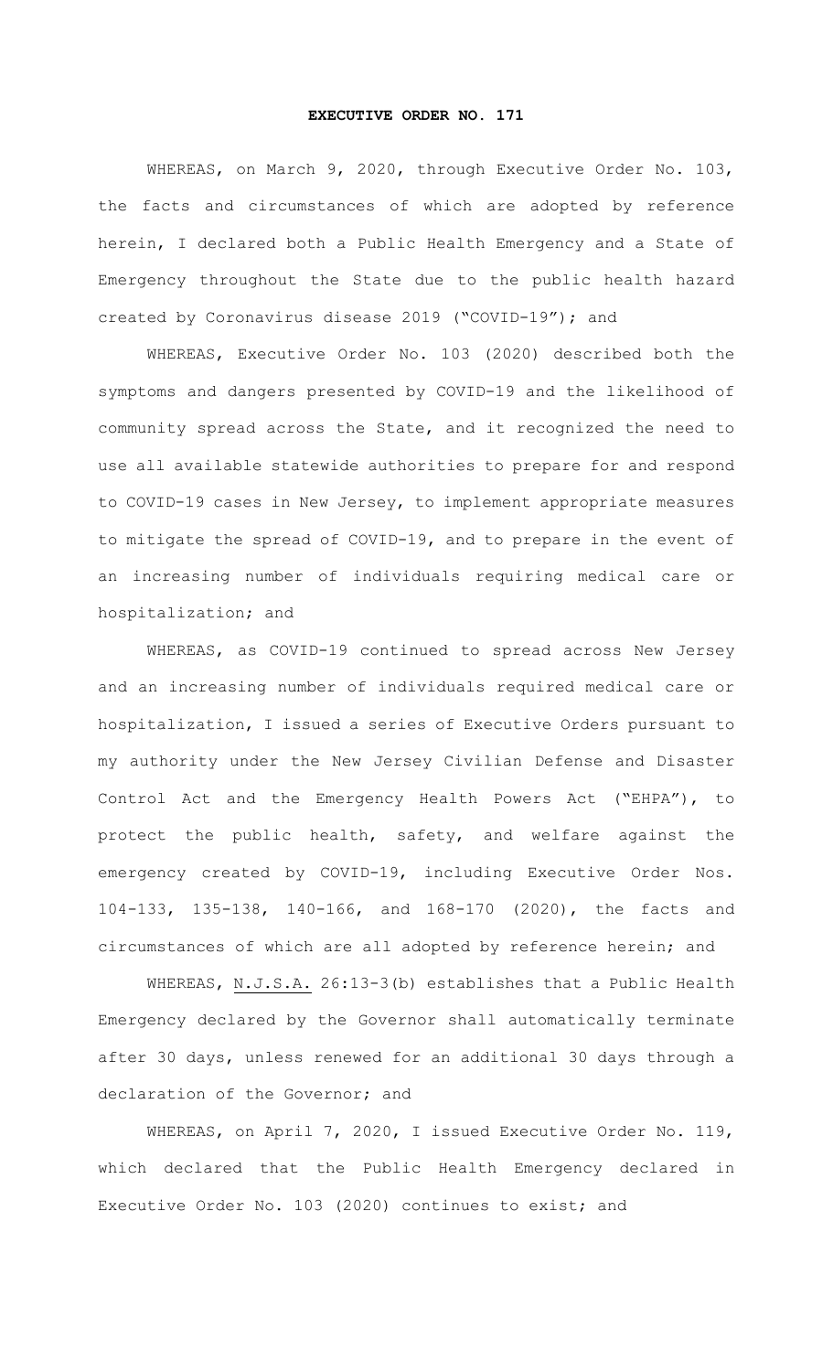# EXECUTIVE ORDER NO. 171

WHEREAS, on March 9, 2020, through Executive Order No. 103, the facts and circumstances of which are adopted by reference herein, I declared both a Public Health Emergency and a State of Emergency throughout the State due to the public health hazard created by Coronavirus disease 2019 ("COVID-19"); and

WHEREAS, Executive Order No. 103 (2020) described both the symptoms and dangers presented by COVID-19 and the likelihood of community spread across the State, and it recognized the need to use all available statewide authorities to prepare for and respond to COVID-19 cases in New Jersey, to implement appropriate measures to mitigate the spread of COVID-19, and to prepare in the event of an increasing number of individuals requiring medical care or hospitalization; and

WHEREAS, as COVID-19 continued to spread across New Jersey and an increasing number of individuals required medical care or hospitalization, I issued a series of Executive Orders pursuant to my authority under the New Jersey Civilian Defense and Disaster Control Act and the Emergency Health Powers Act ("EHPA"), to protect the public health, safety, and welfare against the emergency created by COVID-19, including Executive Order Nos. 104-133, 135-138, 140-166, and 168-170 (2020), the facts and circumstances of which are all adopted by reference herein; and

WHEREAS, N.J.S.A. 26:13-3(b) establishes that a Public Health Emergency declared by the Governor shall automatically terminate after 30 days, unless renewed for an additional 30 days through a declaration of the Governor; and

WHEREAS, on April 7, 2020, I issued Executive Order No. 119, which declared that the Public Health Emergency declared in Executive Order No. 103 (2020) continues to exist; and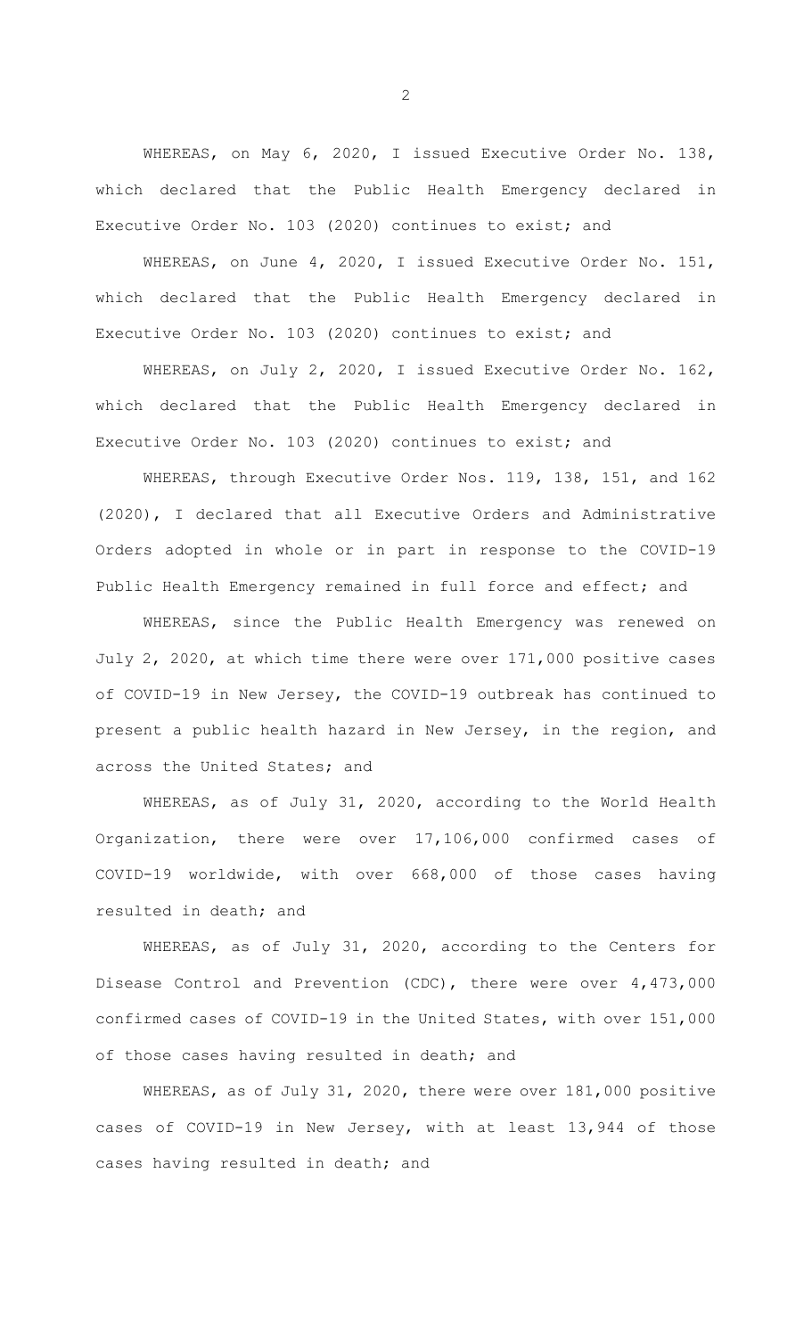WHEREAS, on May 6, 2020, I issued Executive Order No. 138, which declared that the Public Health Emergency declared in Executive Order No. 103 (2020) continues to exist; and

WHEREAS, on June 4, 2020, I issued Executive Order No. 151, which declared that the Public Health Emergency declared in Executive Order No. 103 (2020) continues to exist; and

WHEREAS, on July 2, 2020, I issued Executive Order No. 162, which declared that the Public Health Emergency declared in Executive Order No. 103 (2020) continues to exist; and

WHEREAS, through Executive Order Nos. 119, 138, 151, and 162 (2020), I declared that all Executive Orders and Administrative Orders adopted in whole or in part in response to the COVID-19 Public Health Emergency remained in full force and effect; and

WHEREAS, since the Public Health Emergency was renewed on July 2, 2020, at which time there were over 171,000 positive cases of COVID-19 in New Jersey, the COVID-19 outbreak has continued to present a public health hazard in New Jersey, in the region, and across the United States; and

WHEREAS, as of July 31, 2020, according to the World Health Organization, there were over 17,106,000 confirmed cases of COVID-19 worldwide, with over 668,000 of those cases having resulted in death; and

WHEREAS, as of July 31, 2020, according to the Centers for Disease Control and Prevention (CDC), there were over 4,473,000 confirmed cases of COVID-19 in the United States, with over 151,000 of those cases having resulted in death; and

WHEREAS, as of July 31, 2020, there were over 181,000 positive cases of COVID-19 in New Jersey, with at least 13,944 of those cases having resulted in death; and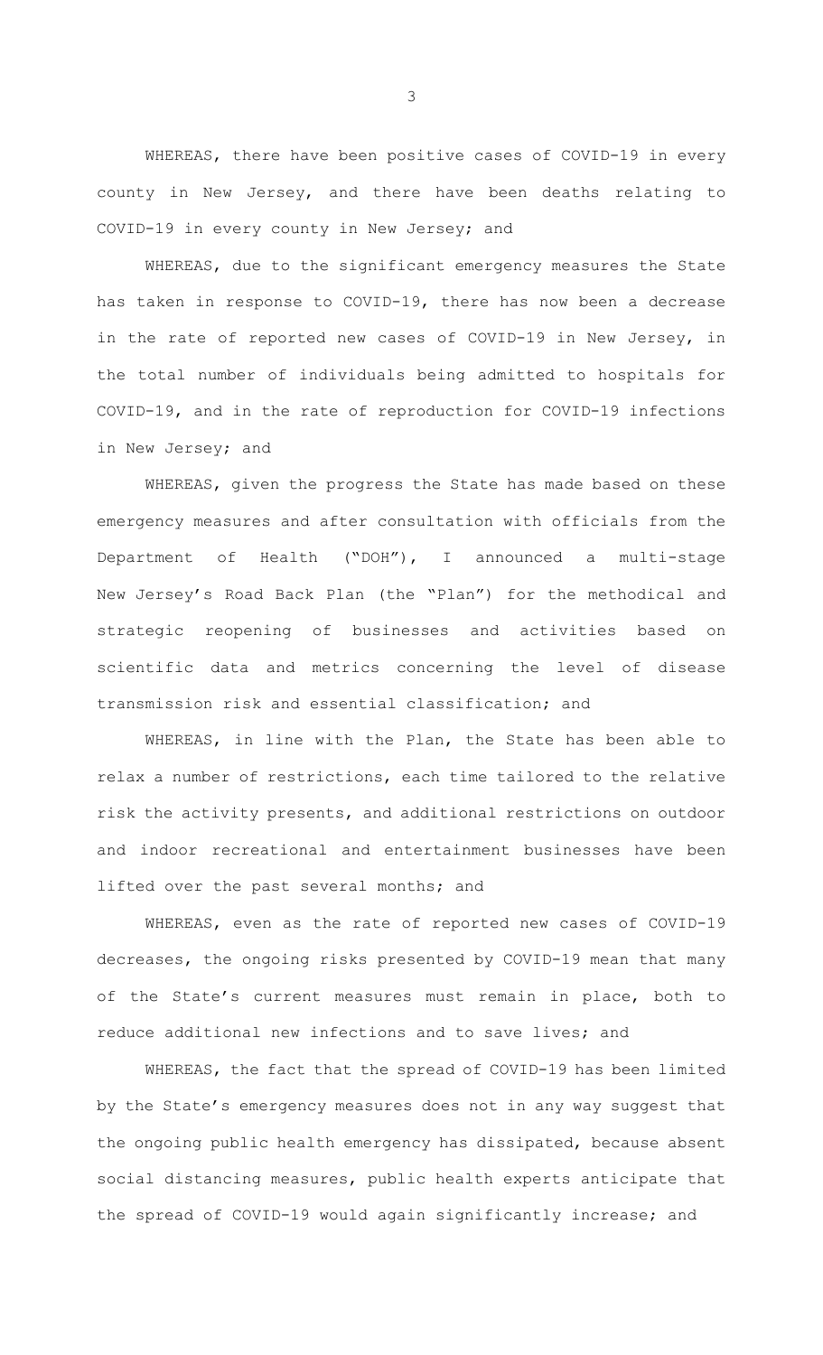WHEREAS, there have been positive cases of COVID-19 in every county in New Jersey, and there have been deaths relating to COVID-19 in every county in New Jersey; and

WHEREAS, due to the significant emergency measures the State has taken in response to COVID-19, there has now been a decrease in the rate of reported new cases of COVID-19 in New Jersey, in the total number of individuals being admitted to hospitals for COVID-19, and in the rate of reproduction for COVID-19 infections in New Jersey; and

WHEREAS, given the progress the State has made based on these emergency measures and after consultation with officials from the Department of Health ("DOH"), I announced a multi-stage New Jersey's Road Back Plan (the "Plan") for the methodical and strategic reopening of businesses and activities based on scientific data and metrics concerning the level of disease transmission risk and essential classification; and

WHEREAS, in line with the Plan, the State has been able to relax a number of restrictions, each time tailored to the relative risk the activity presents, and additional restrictions on outdoor and indoor recreational and entertainment businesses have been lifted over the past several months; and

WHEREAS, even as the rate of reported new cases of COVID-19 decreases, the ongoing risks presented by COVID-19 mean that many of the State's current measures must remain in place, both to reduce additional new infections and to save lives; and

WHEREAS, the fact that the spread of COVID-19 has been limited by the State's emergency measures does not in any way suggest that the ongoing public health emergency has dissipated, because absent social distancing measures, public health experts anticipate that the spread of COVID-19 would again significantly increase; and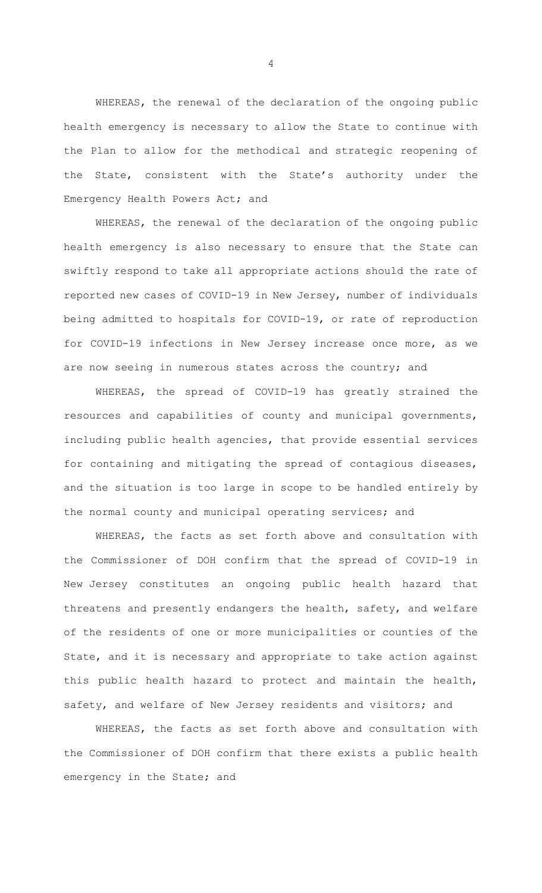WHEREAS, the renewal of the declaration of the ongoing public health emergency is necessary to allow the State to continue with the Plan to allow for the methodical and strategic reopening of the State, consistent with the State's authority under the Emergency Health Powers Act; and

WHEREAS, the renewal of the declaration of the ongoing public health emergency is also necessary to ensure that the State can swiftly respond to take all appropriate actions should the rate of reported new cases of COVID-19 in New Jersey, number of individuals being admitted to hospitals for COVID-19, or rate of reproduction for COVID-19 infections in New Jersey increase once more, as we are now seeing in numerous states across the country; and

WHEREAS, the spread of COVID-19 has greatly strained the resources and capabilities of county and municipal governments, including public health agencies, that provide essential services for containing and mitigating the spread of contagious diseases, and the situation is too large in scope to be handled entirely by the normal county and municipal operating services; and

WHEREAS, the facts as set forth above and consultation with the Commissioner of DOH confirm that the spread of COVID-19 in New Jersey constitutes an ongoing public health hazard that threatens and presently endangers the health, safety, and welfare of the residents of one or more municipalities or counties of the State, and it is necessary and appropriate to take action against this public health hazard to protect and maintain the health, safety, and welfare of New Jersey residents and visitors; and

WHEREAS, the facts as set forth above and consultation with the Commissioner of DOH confirm that there exists a public health emergency in the State; and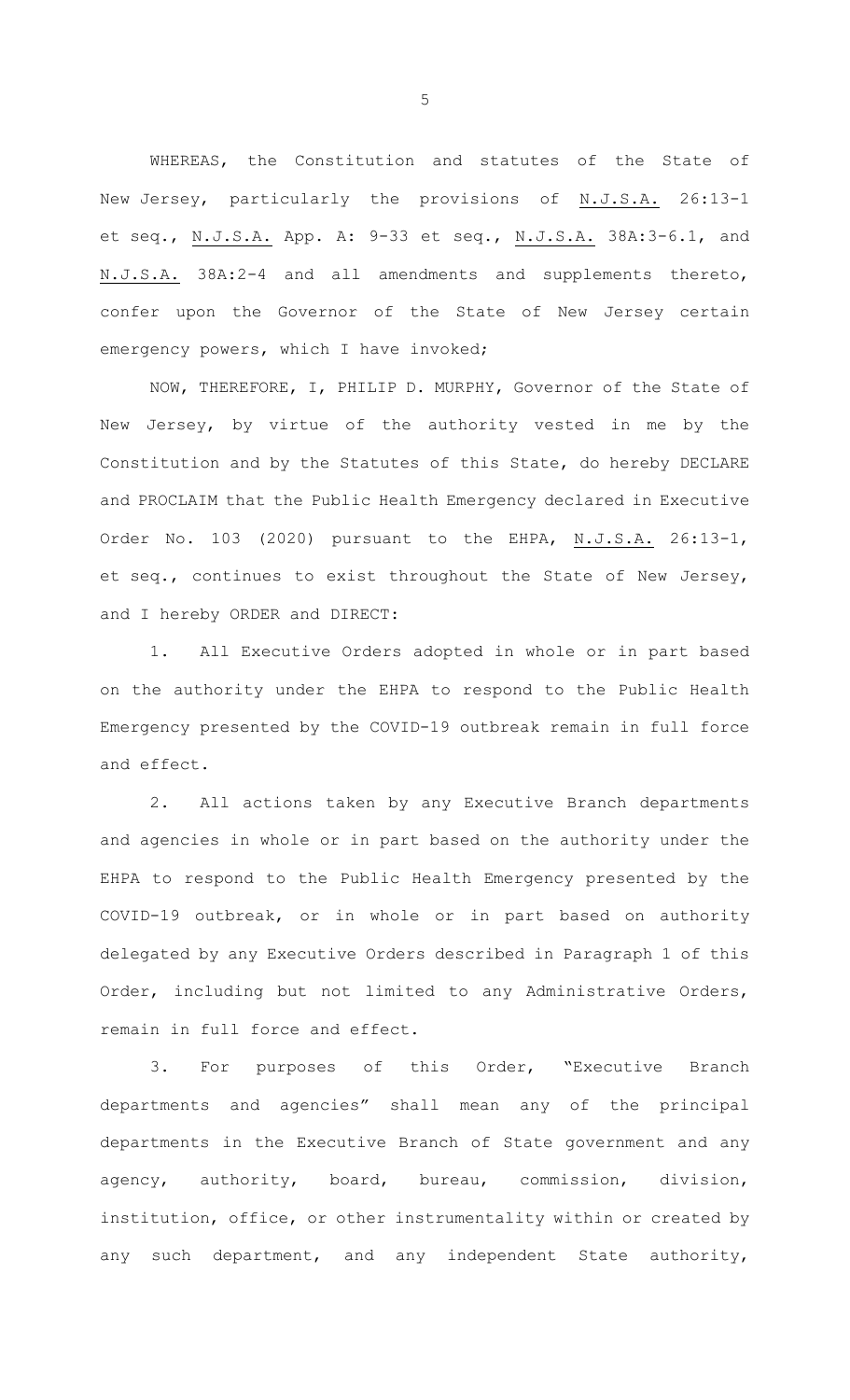WHEREAS, the Constitution and statutes of the State of New Jersey, particularly the provisions of N.J.S.A. 26:13-1 et seq., N.J.S.A. App. A: 9-33 et seq., N.J.S.A. 38A:3-6.1, and N.J.S.A. 38A:2-4 and all amendments and supplements thereto, confer upon the Governor of the State of New Jersey certain emergency powers, which I have invoked;

NOW, THEREFORE, I, PHILIP D. MURPHY, Governor of the State of New Jersey, by virtue of the authority vested in me by the Constitution and by the Statutes of this State, do hereby DECLARE and PROCLAIM that the Public Health Emergency declared in Executive Order No. 103 (2020) pursuant to the EHPA, N.J.S.A. 26:13-1, et seq., continues to exist throughout the State of New Jersey, and I hereby ORDER and DIRECT:

1. All Executive Orders adopted in whole or in part based on the authority under the EHPA to respond to the Public Health Emergency presented by the COVID-19 outbreak remain in full force and effect.

2. All actions taken by any Executive Branch departments and agencies in whole or in part based on the authority under the EHPA to respond to the Public Health Emergency presented by the COVID-19 outbreak, or in whole or in part based on authority delegated by any Executive Orders described in Paragraph 1 of this Order, including but not limited to any Administrative Orders, remain in full force and effect.

3. For purposes of this Order, "Executive Branch departments and agencies" shall mean any of the principal departments in the Executive Branch of State government and any agency, authority, board, bureau, commission, division, institution, office, or other instrumentality within or created by any such department, and any independent State authority,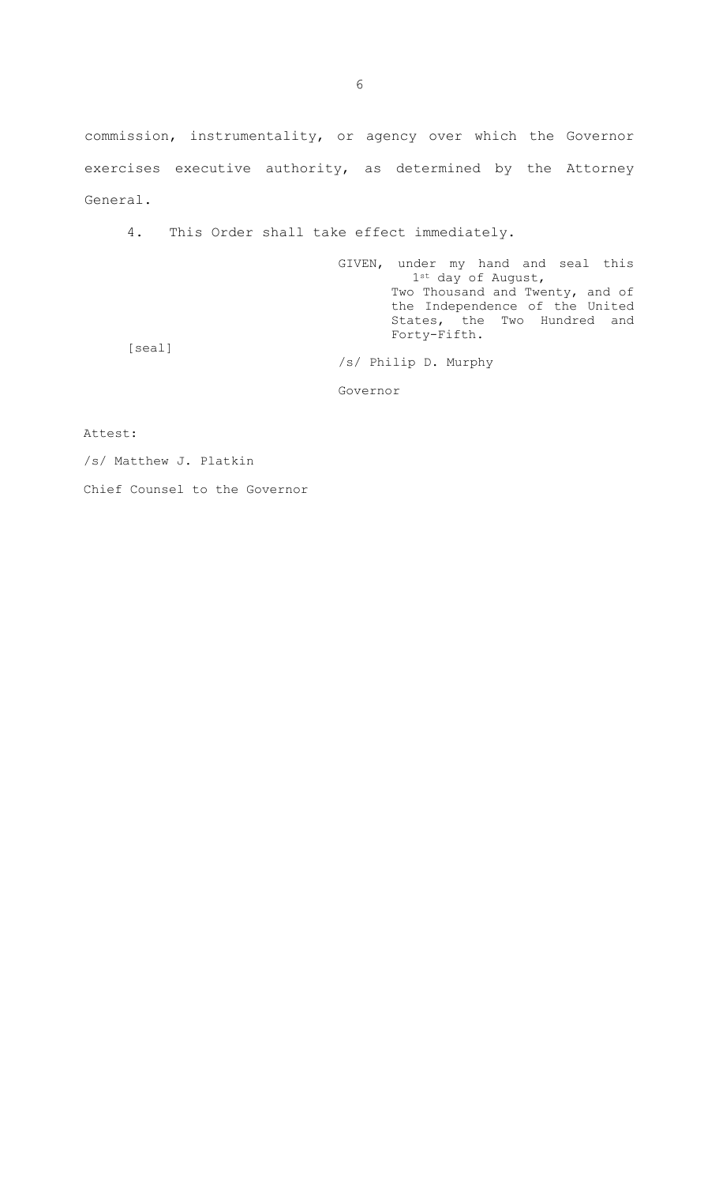commission, instrumentality, or agency over which the Governor exercises executive authority, as determined by the Attorney General.

4. This Order shall take effect immediately.

GIVEN, under my hand and seal this 1st day of August, Two Thousand and Twenty, and of the Independence of the United States, the Two Hundred and Forty-Fifth.

[seal]

/s/ Philip D. Murphy

Governor

Attest:

/s/ Matthew J. Platkin

Chief Counsel to the Governor